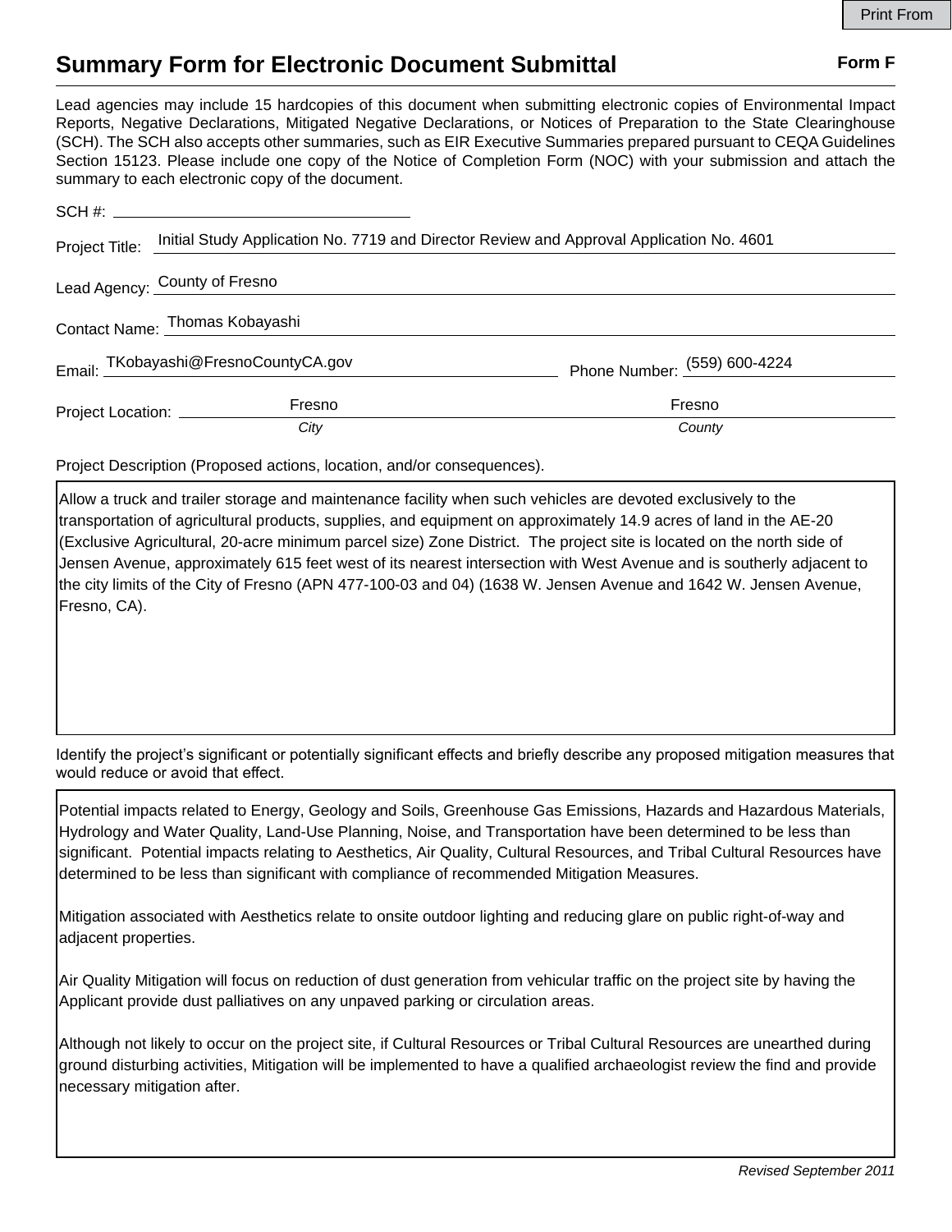# Summary Form for Electronic Document Submittal

**Form F**

Lead agencies may include 15 hardcopies of this document when submitting electronic copies of Environmental Impact Reports, Negative Declarations, Mitigated Negative Declarations, or Notices of Preparation to the State Clearinghouse (SCH). The SCH also accepts other summaries, such as EIR Executive Summaries prepared pursuant to CEQA Guidelines Section 15123. Please include one copy of the Notice of Completion Form (NOC) with your submission and attach the summary to each electronic copy of the document.

SCH #: ____________________

Project Title: Initial Study Application No. 7719 and Director Review and Approval Application No. 4601

Lead Agency: County of Fresno

Contact Name: Thomas Kobayashi

Email: TKobayashi@FresnoCountyCA.gov    Phone Number: (559) 600-4224

Project Location: Fresno (*City*)    Fresno (*County*)

Project Description (Proposed actions, location, and/or consequences).

Allow a truck and trailer storage and maintenance facility when such vehicles are devoted exclusively to the transportation of agricultural products, supplies, and equipment on approximately 14.9 acres of land in the AE-20 (Exclusive Agricultural, 20-acre minimum parcel size) Zone District. The project site is located on the north side of Jensen Avenue, approximately 615 feet west of its nearest intersection with West Avenue and is southerly adjacent to the city limits of the City of Fresno (APN 477-100-03 and 04) (1638 W. Jensen Avenue and 1642 W. Jensen Avenue, Fresno, CA).

Identify the project's significant or potentially significant effects and briefly describe any proposed mitigation measures that would reduce or avoid that effect.

Potential impacts related to Energy, Geology and Soils, Greenhouse Gas Emissions, Hazards and Hazardous Materials, Hydrology and Water Quality, Land-Use Planning, Noise, and Transportation have been determined to be less than significant. Potential impacts relating to Aesthetics, Air Quality, Cultural Resources, and Tribal Cultural Resources have determined to be less than significant with compliance of recommended Mitigation Measures.

Mitigation associated with Aesthetics relate to onsite outdoor lighting and reducing glare on public right-of-way and adjacent properties.

Air Quality Mitigation will focus on reduction of dust generation from vehicular traffic on the project site by having the Applicant provide dust palliatives on any unpaved parking or circulation areas.

Although not likely to occur on the project site, if Cultural Resources or Tribal Cultural Resources are unearthed during ground disturbing activities, Mitigation will be implemented to have a qualified archaeologist review the find and provide necessary mitigation after.

*Revised September 2011*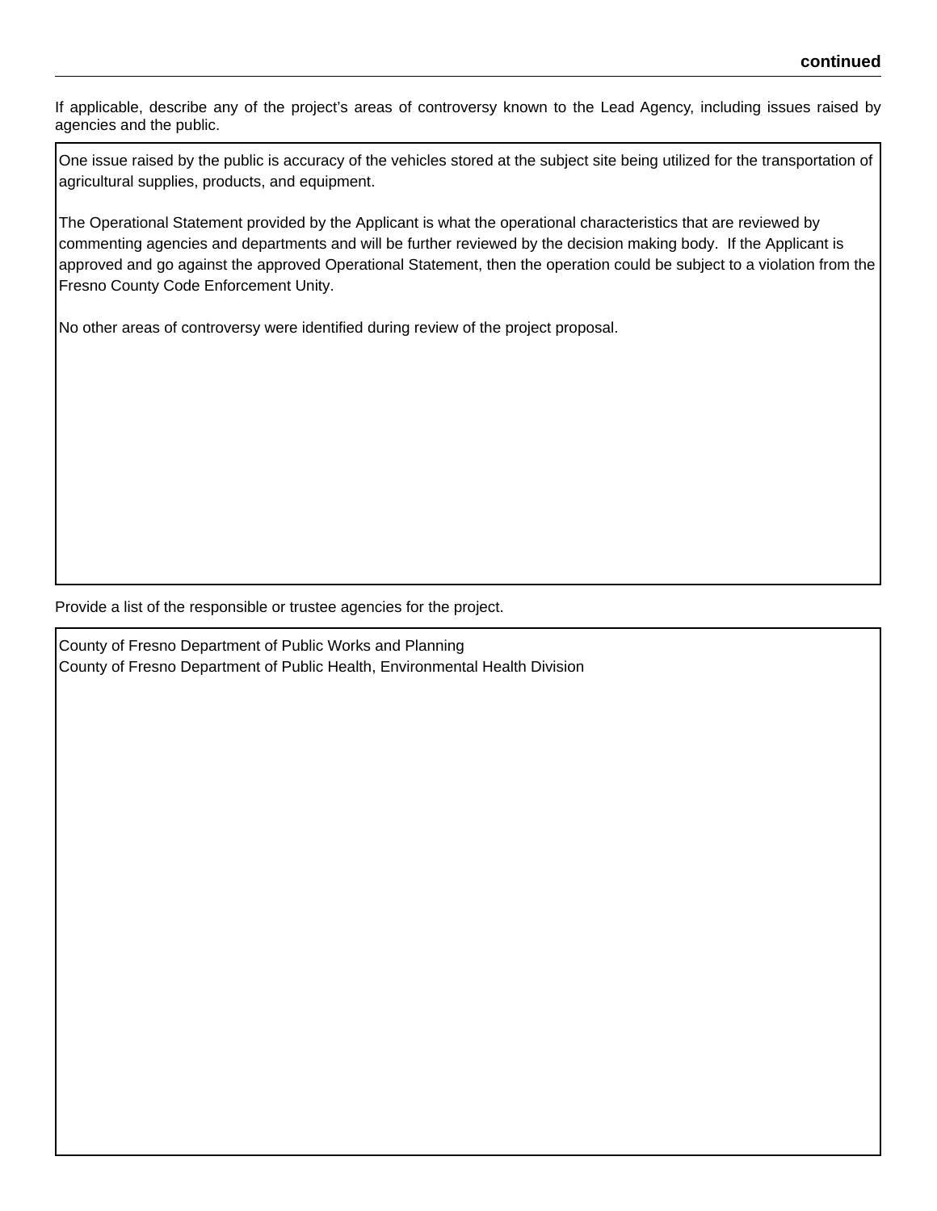**continued**

If applicable, describe any of the project's areas of controversy known to the Lead Agency, including issues raised by agencies and the public.

One issue raised by the public is accuracy of the vehicles stored at the subject site being utilized for the transportation of agricultural supplies, products, and equipment.

The Operational Statement provided by the Applicant is what the operational characteristics that are reviewed by commenting agencies and departments and will be further reviewed by the decision making body. If the Applicant is approved and go against the approved Operational Statement, then the operation could be subject to a violation from the Fresno County Code Enforcement Unity.

No other areas of controversy were identified during review of the project proposal.

Provide a list of the responsible or trustee agencies for the project.

County of Fresno Department of Public Works and Planning
County of Fresno Department of Public Health, Environmental Health Division